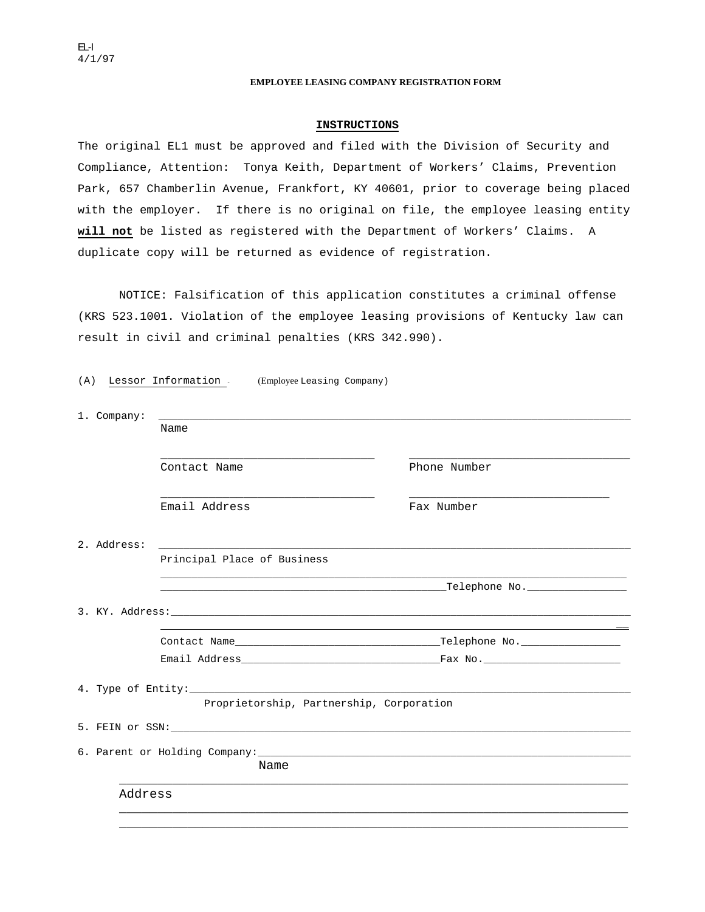EL-I
4/1/97

# EMPLOYEE LEASING COMPANY REGISTRATION FORM

## INSTRUCTIONS

The original EL1 must be approved and filed with the Division of Security and Compliance, Attention: Tonya Keith, Department of Workers' Claims, Prevention Park, 657 Chamberlin Avenue, Frankfort, KY 40601, prior to coverage being placed with the employer. If there is no original on file, the employee leasing entity **will not** be listed as registered with the Department of Workers' Claims. A duplicate copy will be returned as evidence of registration.

NOTICE: Falsification of this application constitutes a criminal offense (KRS 523.1001. Violation of the employee leasing provisions of Kentucky law can result in civil and criminal penalties (KRS 342.990).

(A) Lessor Information - (Employee Leasing Company)

1. Company: ______________________________________________
   Name

   ______________________ ______________________
   Contact Name Phone Number

   ______________________ ______________________
   Email Address Fax Number

2. Address: ______________________________________________
   Principal Place of Business

   ______________________________________________
   ______________________________Telephone No.________________

3. KY. Address:______________________________________________

   ______________________________________________
   Contact Name______________________Telephone No.________________
   Email Address______________________Fax No.______________________

4. Type of Entity:______________________________________________
   Proprietorship, Partnership, Corporation

5. FEIN or SSN:______________________________________________

6. Parent or Holding Company:______________________________________________
   Name

   ______________________________________________
   Address

   ______________________________________________
   ______________________________________________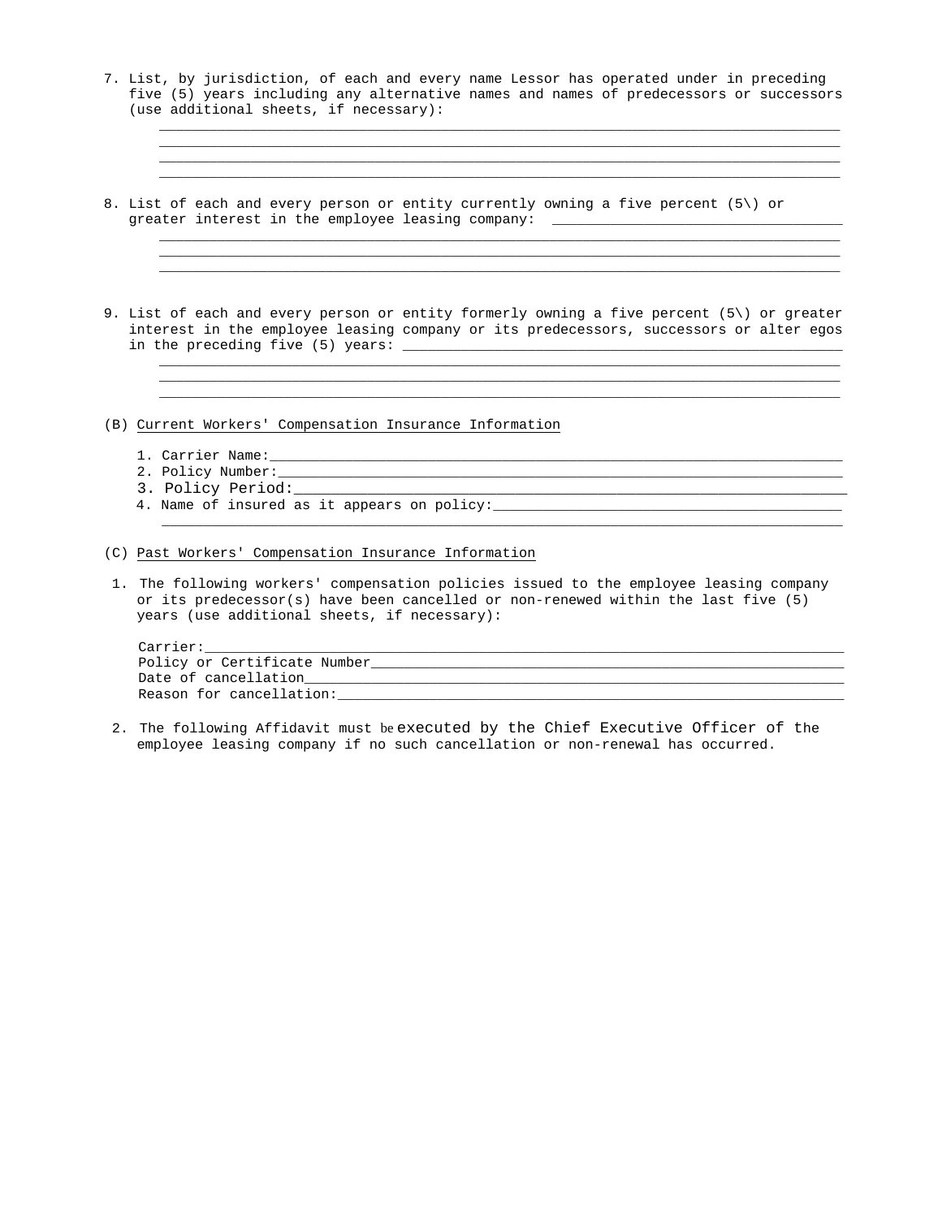7. List, by jurisdiction, of each and every name Lessor has operated under in preceding five (5) years including any alternative names and names of predecessors or successors (use additional sheets, if necessary):

   ______________________________________________________________________________
   ______________________________________________________________________________
   ______________________________________________________________________________
   ______________________________________________________________________________

8. List of each and every person or entity currently owning a five percent (5\) or greater interest in the employee leasing company: ___________________________________

   ______________________________________________________________________________
   ______________________________________________________________________________
   ______________________________________________________________________________

9. List of each and every person or entity formerly owning a five percent (5\) or greater interest in the employee leasing company or its predecessors, successors or alter egos in the preceding five (5) years: ____________________________________________________

   ______________________________________________________________________________
   ______________________________________________________________________________
   ______________________________________________________________________________

(B) <u>Current Workers' Compensation Insurance Information</u>

1. Carrier Name:_________________________________________________________________
2. Policy Number:________________________________________________________________
3. Policy Period:________________________________________________________________
4. Name of insured as it appears on policy:__________________________________________
   ______________________________________________________________________________

(C) <u>Past Workers' Compensation Insurance Information</u>

1. The following workers' compensation policies issued to the employee leasing company or its predecessor(s) have been cancelled or non-renewed within the last five (5) years (use additional sheets, if necessary):

   Carrier:______________________________________________________________________
   Policy or Certificate Number___________________________________________________
   Date of cancellation__________________________________________________________
   Reason for cancellation:______________________________________________________

2. The following Affidavit must be executed by the Chief Executive Officer of the employee leasing company if no such cancellation or non-renewal has occurred.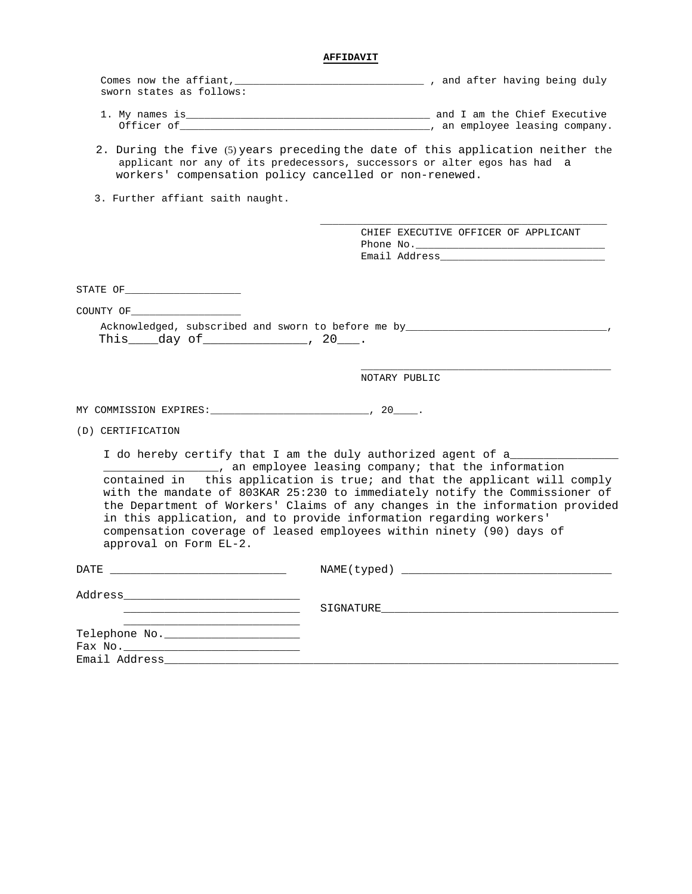# AFFIDAVIT

Comes now the affiant,_______________________________ , and after having being duly sworn states as follows:

1. My names is_________________________________________ and I am the Chief Executive Officer of__________________________________________, an employee leasing company.

2. During the five (5) years preceding the date of this application neither the applicant nor any of its predecessors, successors or alter egos has had a workers' compensation policy cancelled or non-renewed.

3. Further affiant saith naught.

______________________________________________
CHIEF EXECUTIVE OFFICER OF APPLICANT
Phone No._______________________________
Email Address___________________________

STATE OF___________________

COUNTY OF__________________

Acknowledged, subscribed and sworn to before me by_________________________________,
This____day of______________, 20___.

_________________________________________
NOTARY PUBLIC

MY COMMISSION EXPIRES:__________________________, 20____.

(D) CERTIFICATION

I do hereby certify that I am the duly authorized agent of a________________ _________________, an employee leasing company; that the information contained in this application is true; and that the applicant will comply with the mandate of 803KAR 25:230 to immediately notify the Commissioner of the Department of Workers' Claims of any changes in the information provided in this application, and to provide information regarding workers' compensation coverage of leased employees within ninety (90) days of approval on Form EL-2.

DATE __________________________ NAME(typed) ________________________________

Address__________________________
__________________________ SIGNATURE____________________________________
__________________________
Telephone No.____________________
Fax No.__________________________
Email Address__________________________________________________________________________